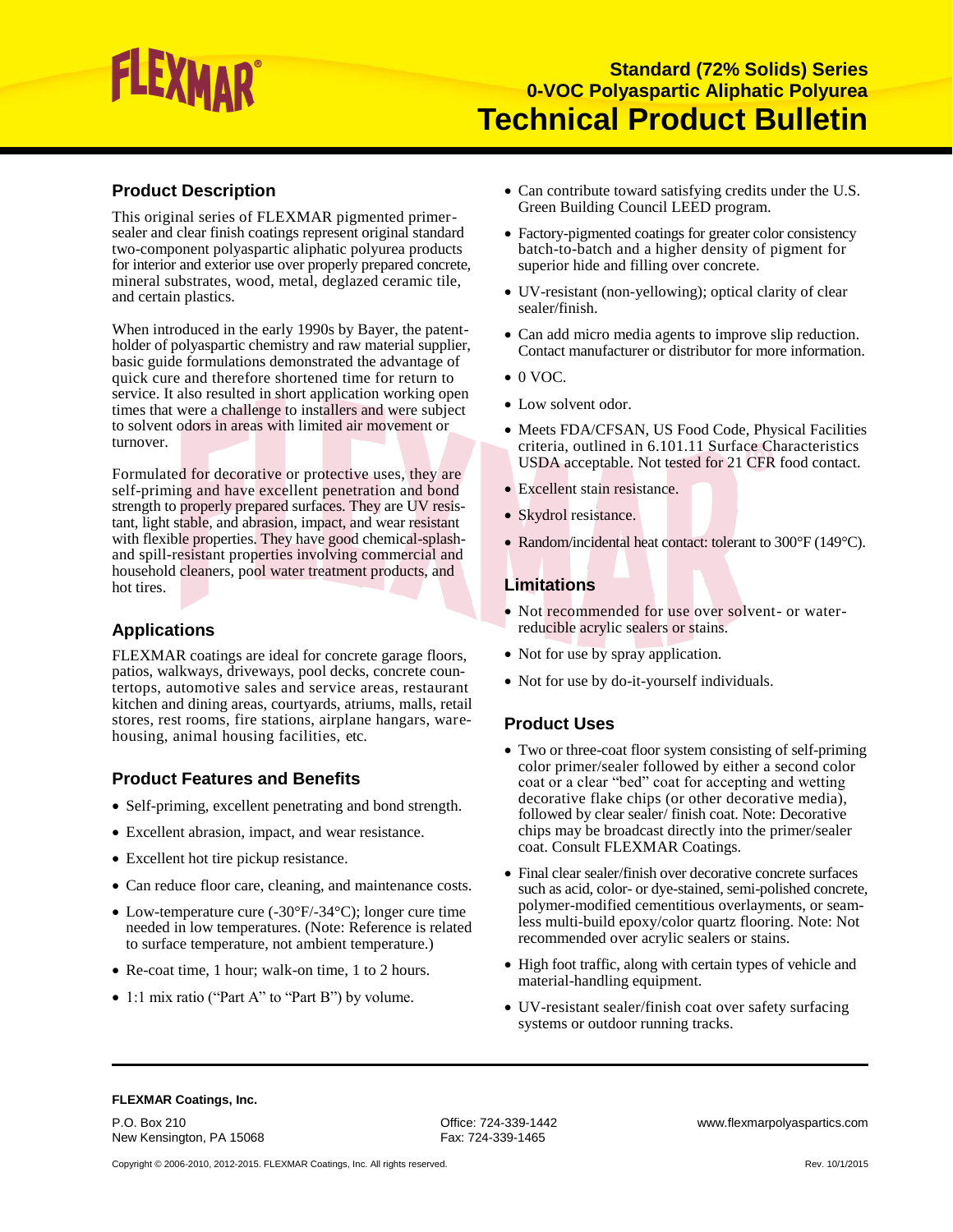# FLEXMAR®

## Standard (72% Solids) Series
## 0-VOC Polyaspartic Aliphatic Polyurea
# Technical Product Bulletin

## Product Description

This original series of FLEXMAR pigmented primer-sealer and clear finish coatings represent original standard two-component polyaspartic aliphatic polyurea products for interior and exterior use over properly prepared concrete, mineral substrates, wood, metal, deglazed ceramic tile, and certain plastics.

When introduced in the early 1990s by Bayer, the patent-holder of polyaspartic chemistry and raw material supplier, basic guide formulations demonstrated the advantage of quick cure and therefore shortened time for return to service. It also resulted in short application working open times that were a challenge to installers and were subject to solvent odors in areas with limited air movement or turnover.

Formulated for decorative or protective uses, they are self-priming and have excellent penetration and bond strength to properly prepared surfaces. They are UV resistant, light stable, and abrasion, impact, and wear resistant with flexible properties. They have good chemical-splash- and spill-resistant properties involving commercial and household cleaners, pool water treatment products, and hot tires.

## Applications

FLEXMAR coatings are ideal for concrete garage floors, patios, walkways, driveways, pool decks, concrete countertops, automotive sales and service areas, restaurant kitchen and dining areas, courtyards, atriums, malls, retail stores, rest rooms, fire stations, airplane hangars, warehousing, animal housing facilities, etc.

## Product Features and Benefits

- Self-priming, excellent penetrating and bond strength.
- Excellent abrasion, impact, and wear resistance.
- Excellent hot tire pickup resistance.
- Can reduce floor care, cleaning, and maintenance costs.
- Low-temperature cure (-30°F/-34°C); longer cure time needed in low temperatures. (Note: Reference is related to surface temperature, not ambient temperature.)
- Re-coat time, 1 hour; walk-on time, 1 to 2 hours.
- 1:1 mix ratio ("Part A" to "Part B") by volume.
- Can contribute toward satisfying credits under the U.S. Green Building Council LEED program.
- Factory-pigmented coatings for greater color consistency batch-to-batch and a higher density of pigment for superior hide and filling over concrete.
- UV-resistant (non-yellowing); optical clarity of clear sealer/finish.
- Can add micro media agents to improve slip reduction. Contact manufacturer or distributor for more information.
- 0 VOC.
- Low solvent odor.
- Meets FDA/CFSAN, US Food Code, Physical Facilities criteria, outlined in 6.101.11 Surface Characteristics USDA acceptable. Not tested for 21 CFR food contact.
- Excellent stain resistance.
- Skydrol resistance.
- Random/incidental heat contact: tolerant to 300°F (149°C).

## Limitations

- Not recommended for use over solvent- or water-reducible acrylic sealers or stains.
- Not for use by spray application.
- Not for use by do-it-yourself individuals.

## Product Uses

- Two or three-coat floor system consisting of self-priming color primer/sealer followed by either a second color coat or a clear "bed" coat for accepting and wetting decorative flake chips (or other decorative media), followed by clear sealer/ finish coat. Note: Decorative chips may be broadcast directly into the primer/sealer coat. Consult FLEXMAR Coatings.
- Final clear sealer/finish over decorative concrete surfaces such as acid, color- or dye-stained, semi-polished concrete, polymer-modified cementitious overlayments, or seamless multi-build epoxy/color quartz flooring. Note: Not recommended over acrylic sealers or stains.
- High foot traffic, along with certain types of vehicle and material-handling equipment.
- UV-resistant sealer/finish coat over safety surfacing systems or outdoor running tracks.

**FLEXMAR Coatings, Inc.**

P.O. Box 210
New Kensington, PA 15068

Office: 724-339-1442
Fax: 724-339-1465

www.flexmarpolyaspartics.com

Copyright © 2006-2010, 2012-2015. FLEXMAR Coatings, Inc. All rights reserved.

Rev. 10/1/2015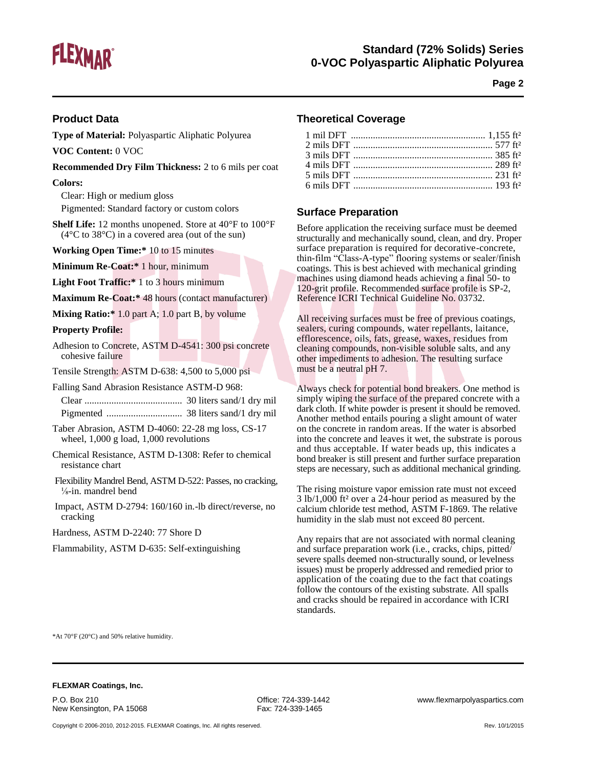## Product Data

**Type of Material:** Polyaspartic Aliphatic Polyurea

**VOC Content:** 0 VOC

**Recommended Dry Film Thickness:** 2 to 6 mils per coat

**Colors:**

Clear: High or medium gloss

Pigmented: Standard factory or custom colors

**Shelf Life:** 12 months unopened. Store at 40°F to 100°F (4°C to 38°C) in a covered area (out of the sun)

**Working Open Time:*** 10 to 15 minutes

**Minimum Re-Coat:*** 1 hour, minimum

**Light Foot Traffic:*** 1 to 3 hours minimum

**Maximum Re-Coat:*** 48 hours (contact manufacturer)

**Mixing Ratio:*** 1.0 part A; 1.0 part B, by volume

**Property Profile:**

Adhesion to Concrete, ASTM D-4541: 300 psi concrete cohesive failure

Tensile Strength: ASTM D-638: 4,500 to 5,000 psi

Falling Sand Abrasion Resistance ASTM-D 968:

Clear ........................................ 30 liters sand/1 dry mil

Pigmented ............................... 38 liters sand/1 dry mil

Taber Abrasion, ASTM D-4060: 22-28 mg loss, CS-17 wheel, 1,000 g load, 1,000 revolutions

Chemical Resistance, ASTM D-1308: Refer to chemical resistance chart

Flexibility Mandrel Bend, ASTM D-522: Passes, no cracking, ⅛-in. mandrel bend

Impact, ASTM D-2794: 160/160 in.-lb direct/reverse, no cracking

Hardness, ASTM D-2240: 77 Shore D

Flammability, ASTM D-635: Self-extinguishing

*At 70°F (20°C) and 50% relative humidity.

## Theoretical Coverage

1 mil DFT ...................................................... 1,155 ft²
2 mils DFT ........................................................ 577 ft²
3 mils DFT ........................................................ 385 ft²
4 mils DFT ........................................................ 289 ft²
5 mils DFT ........................................................ 231 ft²
6 mils DFT ........................................................ 193 ft²

## Surface Preparation

Before application the receiving surface must be deemed structurally and mechanically sound, clean, and dry. Proper surface preparation is required for decorative-concrete, thin-film "Class-A-type" flooring systems or sealer/finish coatings. This is best achieved with mechanical grinding machines using diamond heads achieving a final 50- to 120-grit profile. Recommended surface profile is SP-2, Reference ICRI Technical Guideline No. 03732.

All receiving surfaces must be free of previous coatings, sealers, curing compounds, water repellants, laitance, efflorescence, oils, fats, grease, waxes, residues from cleaning compounds, non-visible soluble salts, and any other impediments to adhesion. The resulting surface must be a neutral pH 7.

Always check for potential bond breakers. One method is simply wiping the surface of the prepared concrete with a dark cloth. If white powder is present it should be removed. Another method entails pouring a slight amount of water on the concrete in random areas. If the water is absorbed into the concrete and leaves it wet, the substrate is porous and thus acceptable. If water beads up, this indicates a bond breaker is still present and further surface preparation steps are necessary, such as additional mechanical grinding.

The rising moisture vapor emission rate must not exceed 3 lb/1,000 ft² over a 24-hour period as measured by the calcium chloride test method, ASTM F-1869. The relative humidity in the slab must not exceed 80 percent.

Any repairs that are not associated with normal cleaning and surface preparation work (i.e., cracks, chips, pitted/severe spalls deemed non-structurally sound, or levelness issues) must be properly addressed and remedied prior to application of the coating due to the fact that coatings follow the contours of the existing substrate. All spalls and cracks should be repaired in accordance with ICRI standards.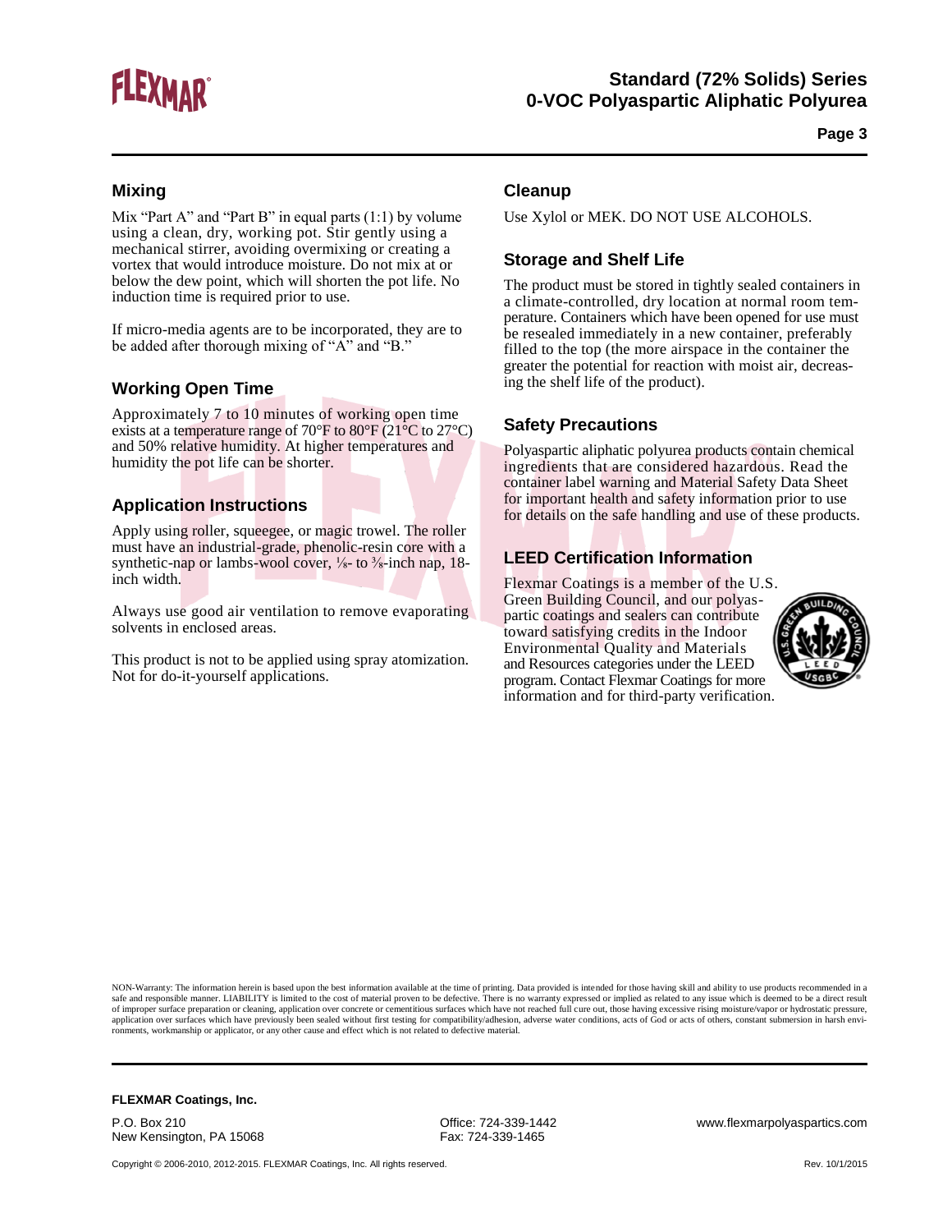## Mixing

Mix "Part A" and "Part B" in equal parts (1:1) by volume using a clean, dry, working pot. Stir gently using a mechanical stirrer, avoiding overmixing or creating a vortex that would introduce moisture. Do not mix at or below the dew point, which will shorten the pot life. No induction time is required prior to use.

If micro-media agents are to be incorporated, they are to be added after thorough mixing of "A" and "B."

## Working Open Time

Approximately 7 to 10 minutes of working open time exists at a temperature range of 70°F to 80°F (21°C to 27°C) and 50% relative humidity. At higher temperatures and humidity the pot life can be shorter.

## Application Instructions

Apply using roller, squeegee, or magic trowel. The roller must have an industrial-grade, phenolic-resin core with a synthetic-nap or lambs-wool cover, ⅛- to ⅜-inch nap, 18-inch width.

Always use good air ventilation to remove evaporating solvents in enclosed areas.

This product is not to be applied using spray atomization. Not for do-it-yourself applications.

## Cleanup

Use Xylol or MEK. DO NOT USE ALCOHOLS.

## Storage and Shelf Life

The product must be stored in tightly sealed containers in a climate-controlled, dry location at normal room temperature. Containers which have been opened for use must be resealed immediately in a new container, preferably filled to the top (the more airspace in the container the greater the potential for reaction with moist air, decreasing the shelf life of the product).

## Safety Precautions

Polyaspartic aliphatic polyurea products contain chemical ingredients that are considered hazardous. Read the container label warning and Material Safety Data Sheet for important health and safety information prior to use for details on the safe handling and use of these products.

## LEED Certification Information

Flexmar Coatings is a member of the U.S. Green Building Council, and our polyaspartic coatings and sealers can contribute toward satisfying credits in the Indoor Environmental Quality and Materials and Resources categories under the LEED program. Contact Flexmar Coatings for more information and for third-party verification.

NON-Warranty: The information herein is based upon the best information available at the time of printing. Data provided is intended for those having skill and ability to use products recommended in a safe and responsible manner. LIABILITY is limited to the cost of material proven to be defective. There is no warranty expressed or implied as related to any issue which is deemed to be a direct result of improper surface preparation or cleaning, application over concrete or cementitious surfaces which have not reached full cure out, those having excessive rising moisture/vapor or hydrostatic pressure, application over surfaces which have previously been sealed without first testing for compatibility/adhesion, adverse water conditions, acts of God or acts of others, constant submersion in harsh environments, workmanship or applicator, or any other cause and effect which is not related to defective material.

**FLEXMAR Coatings, Inc.**

P.O. Box 210
New Kensington, PA 15068

Office: 724-339-1442
Fax: 724-339-1465

www.flexmarpolyaspartics.com

Copyright © 2006-2010, 2012-2015. FLEXMAR Coatings, Inc. All rights reserved.

Rev. 10/1/2015